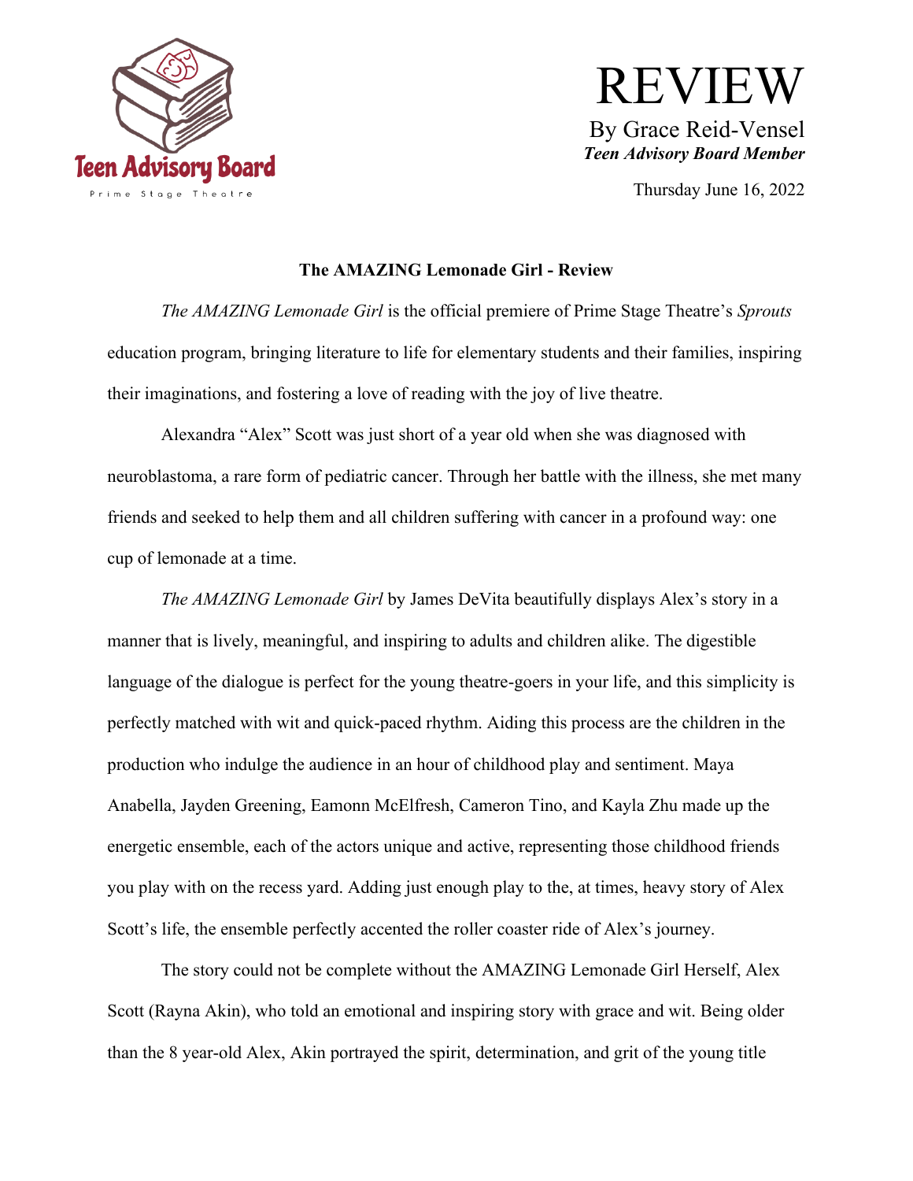Teen Advisory Board

Prime Stage Theatre

# REVIEW

By Grace Reid-Vensel

***Teen Advisory Board Member***

Thursday June 16, 2022

**The AMAZING Lemonade Girl - Review**

*The AMAZING Lemonade Girl* is the official premiere of Prime Stage Theatre's *Sprouts* education program, bringing literature to life for elementary students and their families, inspiring their imaginations, and fostering a love of reading with the joy of live theatre.

Alexandra "Alex" Scott was just short of a year old when she was diagnosed with neuroblastoma, a rare form of pediatric cancer. Through her battle with the illness, she met many friends and seeked to help them and all children suffering with cancer in a profound way: one cup of lemonade at a time.

*The AMAZING Lemonade Girl* by James DeVita beautifully displays Alex's story in a manner that is lively, meaningful, and inspiring to adults and children alike. The digestible language of the dialogue is perfect for the young theatre-goers in your life, and this simplicity is perfectly matched with wit and quick-paced rhythm. Aiding this process are the children in the production who indulge the audience in an hour of childhood play and sentiment. Maya Anabella, Jayden Greening, Eamonn McElfresh, Cameron Tino, and Kayla Zhu made up the energetic ensemble, each of the actors unique and active, representing those childhood friends you play with on the recess yard. Adding just enough play to the, at times, heavy story of Alex Scott's life, the ensemble perfectly accented the roller coaster ride of Alex's journey.

The story could not be complete without the AMAZING Lemonade Girl Herself, Alex Scott (Rayna Akin), who told an emotional and inspiring story with grace and wit. Being older than the 8 year-old Alex, Akin portrayed the spirit, determination, and grit of the young title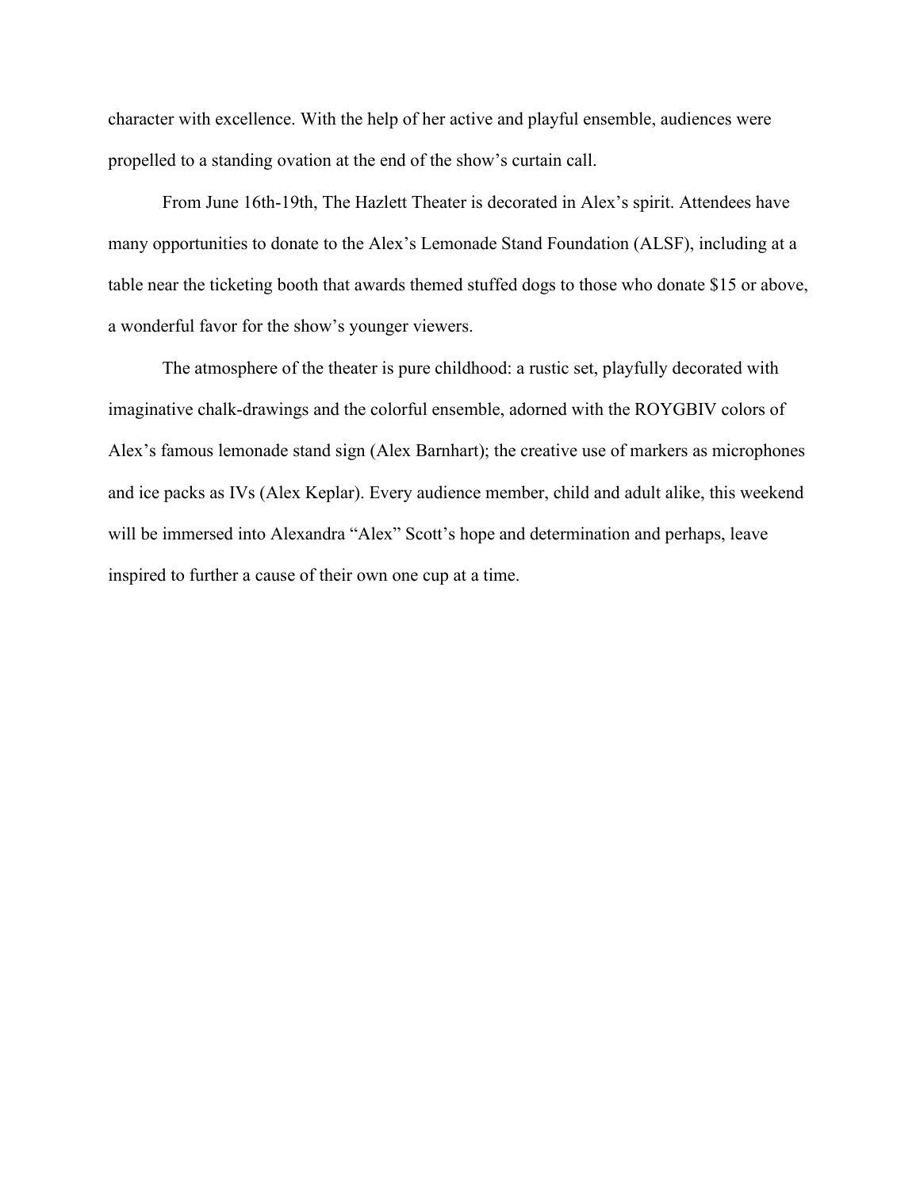character with excellence. With the help of her active and playful ensemble, audiences were propelled to a standing ovation at the end of the show's curtain call.

From June 16th-19th, The Hazlett Theater is decorated in Alex's spirit. Attendees have many opportunities to donate to the Alex's Lemonade Stand Foundation (ALSF), including at a table near the ticketing booth that awards themed stuffed dogs to those who donate $15 or above, a wonderful favor for the show's younger viewers.

The atmosphere of the theater is pure childhood: a rustic set, playfully decorated with imaginative chalk-drawings and the colorful ensemble, adorned with the ROYGBIV colors of Alex's famous lemonade stand sign (Alex Barnhart); the creative use of markers as microphones and ice packs as IVs (Alex Keplar). Every audience member, child and adult alike, this weekend will be immersed into Alexandra "Alex" Scott's hope and determination and perhaps, leave inspired to further a cause of their own one cup at a time.